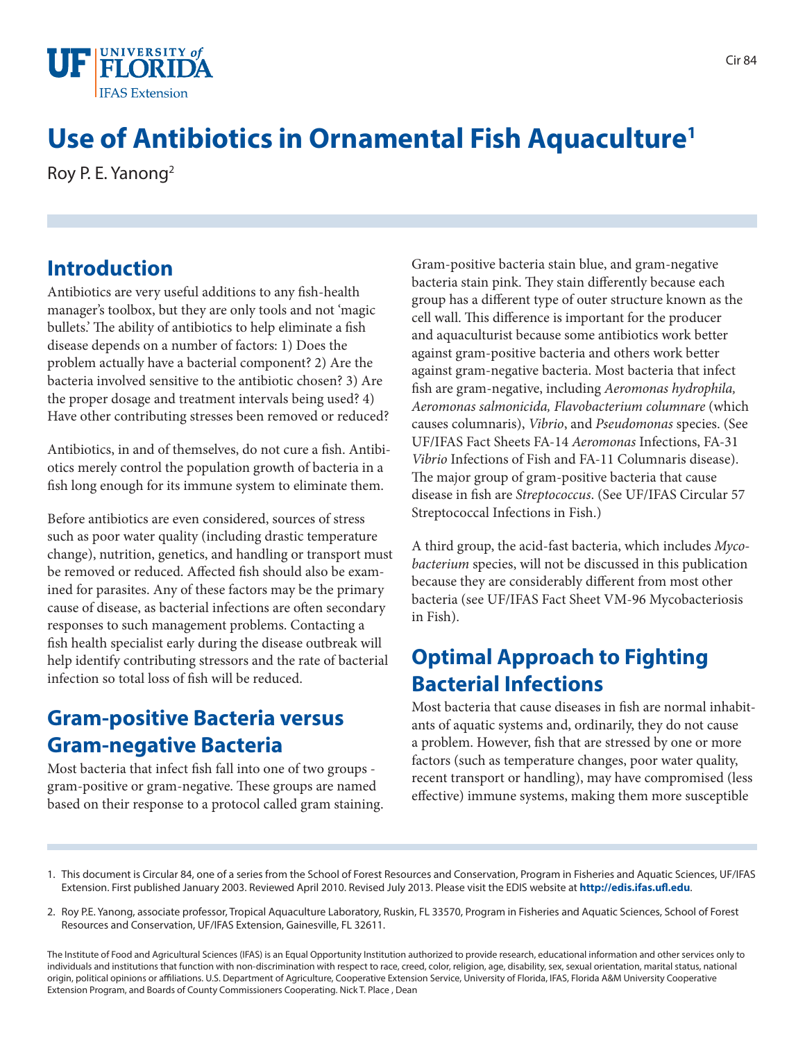# Use of Antibiotics in Ornamental Fish Aquaculture[1]

Roy P. E. Yanong[2]

## Introduction

Antibiotics are very useful additions to any fish-health manager's toolbox, but they are only tools and not 'magic bullets.' The ability of antibiotics to help eliminate a fish disease depends on a number of factors: 1) Does the problem actually have a bacterial component? 2) Are the bacteria involved sensitive to the antibiotic chosen? 3) Are the proper dosage and treatment intervals being used? 4) Have other contributing stresses been removed or reduced?

Antibiotics, in and of themselves, do not cure a fish. Antibiotics merely control the population growth of bacteria in a fish long enough for its immune system to eliminate them.

Before antibiotics are even considered, sources of stress such as poor water quality (including drastic temperature change), nutrition, genetics, and handling or transport must be removed or reduced. Affected fish should also be examined for parasites. Any of these factors may be the primary cause of disease, as bacterial infections are often secondary responses to such management problems. Contacting a fish health specialist early during the disease outbreak will help identify contributing stressors and the rate of bacterial infection so total loss of fish will be reduced.

## Gram-positive Bacteria versus Gram-negative Bacteria

Most bacteria that infect fish fall into one of two groups - gram-positive or gram-negative. These groups are named based on their response to a protocol called gram staining. Gram-positive bacteria stain blue, and gram-negative bacteria stain pink. They stain differently because each group has a different type of outer structure known as the cell wall. This difference is important for the producer and aquaculturist because some antibiotics work better against gram-positive bacteria and others work better against gram-negative bacteria. Most bacteria that infect fish are gram-negative, including *Aeromonas hydrophila, Aeromonas salmonicida, Flavobacterium columnare* (which causes columnaris), *Vibrio*, and *Pseudomonas* species. (See UF/IFAS Fact Sheets FA-14 *Aeromonas* Infections, FA-31 *Vibrio* Infections of Fish and FA-11 Columnaris disease). The major group of gram-positive bacteria that cause disease in fish are *Streptococcus*. (See UF/IFAS Circular 57 Streptococcal Infections in Fish.)

A third group, the acid-fast bacteria, which includes *Mycobacterium* species, will not be discussed in this publication because they are considerably different from most other bacteria (see UF/IFAS Fact Sheet VM-96 Mycobacteriosis in Fish).

## Optimal Approach to Fighting Bacterial Infections

Most bacteria that cause diseases in fish are normal inhabitants of aquatic systems and, ordinarily, they do not cause a problem. However, fish that are stressed by one or more factors (such as temperature changes, poor water quality, recent transport or handling), may have compromised (less effective) immune systems, making them more susceptible

1. This document is Circular 84, one of a series from the School of Forest Resources and Conservation, Program in Fisheries and Aquatic Sciences, UF/IFAS Extension. First published January 2003. Reviewed April 2010. Revised July 2013. Please visit the EDIS website at **http://edis.ifas.ufl.edu**.

2. Roy P.E. Yanong, associate professor, Tropical Aquaculture Laboratory, Ruskin, FL 33570, Program in Fisheries and Aquatic Sciences, School of Forest Resources and Conservation, UF/IFAS Extension, Gainesville, FL 32611.

The Institute of Food and Agricultural Sciences (IFAS) is an Equal Opportunity Institution authorized to provide research, educational information and other services only to individuals and institutions that function with non-discrimination with respect to race, creed, color, religion, age, disability, sex, sexual orientation, marital status, national origin, political opinions or affiliations. U.S. Department of Agriculture, Cooperative Extension Service, University of Florida, IFAS, Florida A&M University Cooperative Extension Program, and Boards of County Commissioners Cooperating. Nick T. Place , Dean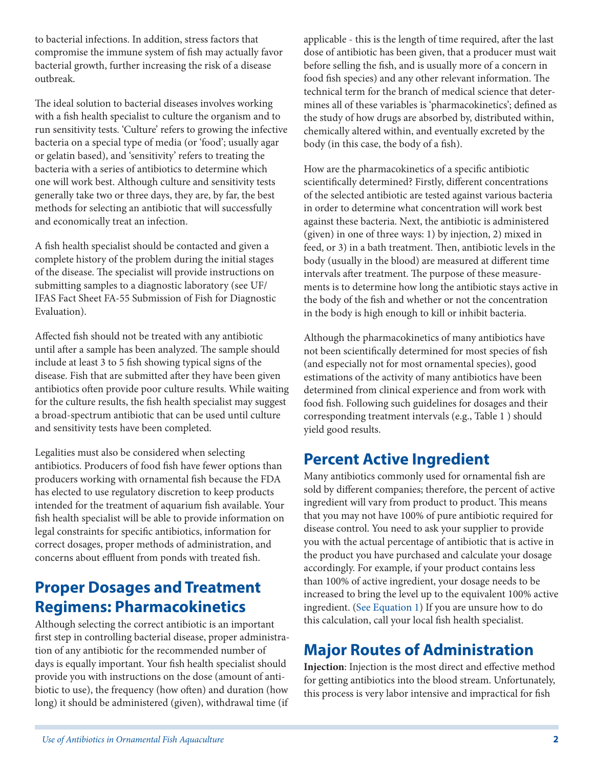to bacterial infections. In addition, stress factors that compromise the immune system of fish may actually favor bacterial growth, further increasing the risk of a disease outbreak.

The ideal solution to bacterial diseases involves working with a fish health specialist to culture the organism and to run sensitivity tests. 'Culture' refers to growing the infective bacteria on a special type of media (or 'food'; usually agar or gelatin based), and 'sensitivity' refers to treating the bacteria with a series of antibiotics to determine which one will work best. Although culture and sensitivity tests generally take two or three days, they are, by far, the best methods for selecting an antibiotic that will successfully and economically treat an infection.

A fish health specialist should be contacted and given a complete history of the problem during the initial stages of the disease. The specialist will provide instructions on submitting samples to a diagnostic laboratory (see UF/IFAS Fact Sheet FA-55 Submission of Fish for Diagnostic Evaluation).

Affected fish should not be treated with any antibiotic until after a sample has been analyzed. The sample should include at least 3 to 5 fish showing typical signs of the disease. Fish that are submitted after they have been given antibiotics often provide poor culture results. While waiting for the culture results, the fish health specialist may suggest a broad-spectrum antibiotic that can be used until culture and sensitivity tests have been completed.

Legalities must also be considered when selecting antibiotics. Producers of food fish have fewer options than producers working with ornamental fish because the FDA has elected to use regulatory discretion to keep products intended for the treatment of aquarium fish available. Your fish health specialist will be able to provide information on legal constraints for specific antibiotics, information for correct dosages, proper methods of administration, and concerns about effluent from ponds with treated fish.

## Proper Dosages and Treatment Regimens: Pharmacokinetics

Although selecting the correct antibiotic is an important first step in controlling bacterial disease, proper administration of any antibiotic for the recommended number of days is equally important. Your fish health specialist should provide you with instructions on the dose (amount of antibiotic to use), the frequency (how often) and duration (how long) it should be administered (given), withdrawal time (if applicable - this is the length of time required, after the last dose of antibiotic has been given, that a producer must wait before selling the fish, and is usually more of a concern in food fish species) and any other relevant information. The technical term for the branch of medical science that determines all of these variables is 'pharmacokinetics'; defined as the study of how drugs are absorbed by, distributed within, chemically altered within, and eventually excreted by the body (in this case, the body of a fish).

How are the pharmacokinetics of a specific antibiotic scientifically determined? Firstly, different concentrations of the selected antibiotic are tested against various bacteria in order to determine what concentration will work best against these bacteria. Next, the antibiotic is administered (given) in one of three ways: 1) by injection, 2) mixed in feed, or 3) in a bath treatment. Then, antibiotic levels in the body (usually in the blood) are measured at different time intervals after treatment. The purpose of these measurements is to determine how long the antibiotic stays active in the body of the fish and whether or not the concentration in the body is high enough to kill or inhibit bacteria.

Although the pharmacokinetics of many antibiotics have not been scientifically determined for most species of fish (and especially not for most ornamental species), good estimations of the activity of many antibiotics have been determined from clinical experience and from work with food fish. Following such guidelines for dosages and their corresponding treatment intervals (e.g., Table 1 ) should yield good results.

## Percent Active Ingredient

Many antibiotics commonly used for ornamental fish are sold by different companies; therefore, the percent of active ingredient will vary from product to product. This means that you may not have 100% of pure antibiotic required for disease control. You need to ask your supplier to provide you with the actual percentage of antibiotic that is active in the product you have purchased and calculate your dosage accordingly. For example, if your product contains less than 100% of active ingredient, your dosage needs to be increased to bring the level up to the equivalent 100% active ingredient. (See Equation 1) If you are unsure how to do this calculation, call your local fish health specialist.

## Major Routes of Administration

**Injection**: Injection is the most direct and effective method for getting antibiotics into the blood stream. Unfortunately, this process is very labor intensive and impractical for fish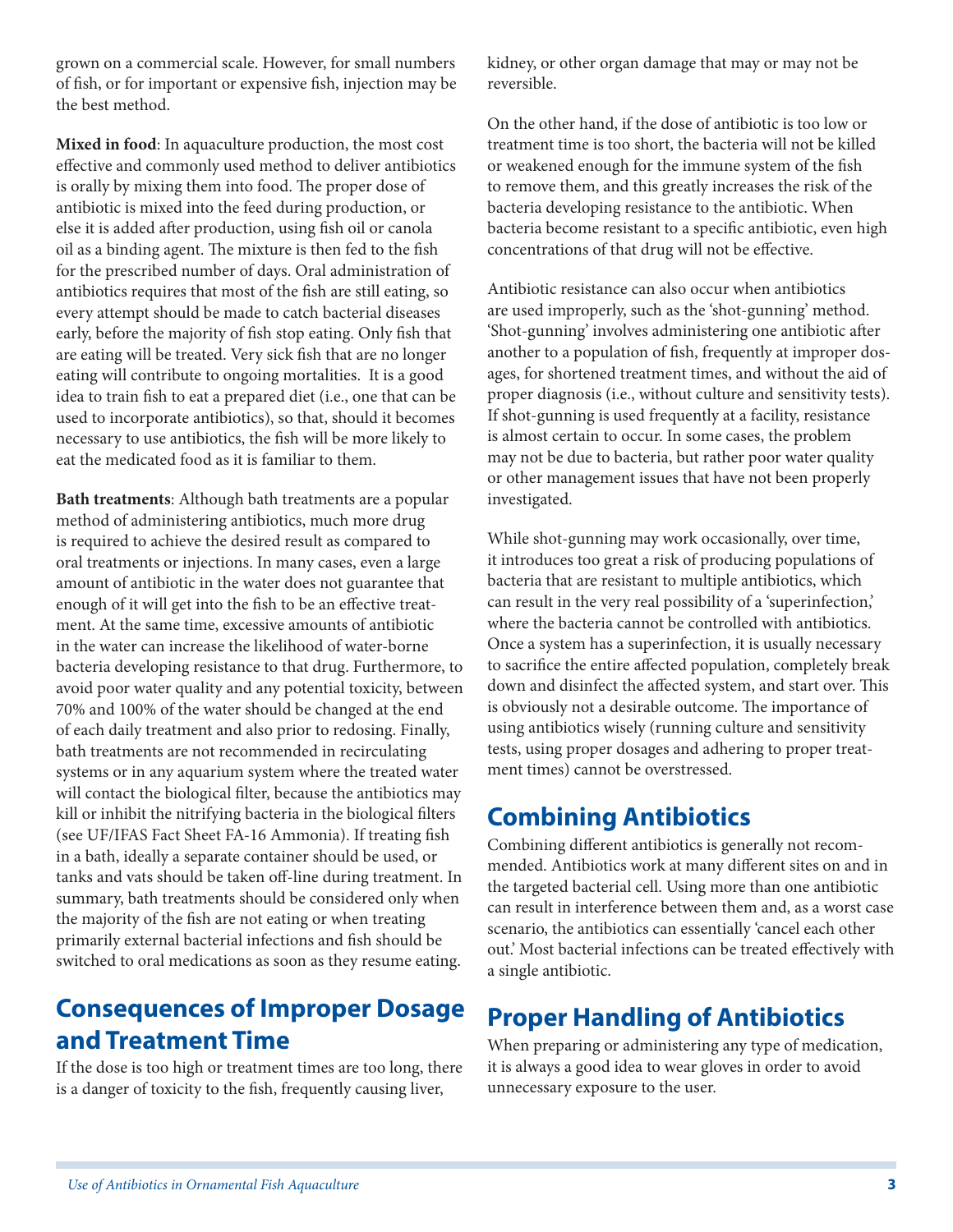grown on a commercial scale. However, for small numbers of fish, or for important or expensive fish, injection may be the best method.

**Mixed in food**: In aquaculture production, the most cost effective and commonly used method to deliver antibiotics is orally by mixing them into food. The proper dose of antibiotic is mixed into the feed during production, or else it is added after production, using fish oil or canola oil as a binding agent. The mixture is then fed to the fish for the prescribed number of days. Oral administration of antibiotics requires that most of the fish are still eating, so every attempt should be made to catch bacterial diseases early, before the majority of fish stop eating. Only fish that are eating will be treated. Very sick fish that are no longer eating will contribute to ongoing mortalities. It is a good idea to train fish to eat a prepared diet (i.e., one that can be used to incorporate antibiotics), so that, should it becomes necessary to use antibiotics, the fish will be more likely to eat the medicated food as it is familiar to them.

**Bath treatments**: Although bath treatments are a popular method of administering antibiotics, much more drug is required to achieve the desired result as compared to oral treatments or injections. In many cases, even a large amount of antibiotic in the water does not guarantee that enough of it will get into the fish to be an effective treatment. At the same time, excessive amounts of antibiotic in the water can increase the likelihood of water-borne bacteria developing resistance to that drug. Furthermore, to avoid poor water quality and any potential toxicity, between 70% and 100% of the water should be changed at the end of each daily treatment and also prior to redosing. Finally, bath treatments are not recommended in recirculating systems or in any aquarium system where the treated water will contact the biological filter, because the antibiotics may kill or inhibit the nitrifying bacteria in the biological filters (see UF/IFAS Fact Sheet FA-16 Ammonia). If treating fish in a bath, ideally a separate container should be used, or tanks and vats should be taken off-line during treatment. In summary, bath treatments should be considered only when the majority of the fish are not eating or when treating primarily external bacterial infections and fish should be switched to oral medications as soon as they resume eating.

## Consequences of Improper Dosage and Treatment Time

If the dose is too high or treatment times are too long, there is a danger of toxicity to the fish, frequently causing liver, kidney, or other organ damage that may or may not be reversible.

On the other hand, if the dose of antibiotic is too low or treatment time is too short, the bacteria will not be killed or weakened enough for the immune system of the fish to remove them, and this greatly increases the risk of the bacteria developing resistance to the antibiotic. When bacteria become resistant to a specific antibiotic, even high concentrations of that drug will not be effective.

Antibiotic resistance can also occur when antibiotics are used improperly, such as the 'shot-gunning' method. 'Shot-gunning' involves administering one antibiotic after another to a population of fish, frequently at improper dosages, for shortened treatment times, and without the aid of proper diagnosis (i.e., without culture and sensitivity tests). If shot-gunning is used frequently at a facility, resistance is almost certain to occur. In some cases, the problem may not be due to bacteria, but rather poor water quality or other management issues that have not been properly investigated.

While shot-gunning may work occasionally, over time, it introduces too great a risk of producing populations of bacteria that are resistant to multiple antibiotics, which can result in the very real possibility of a 'superinfection,' where the bacteria cannot be controlled with antibiotics. Once a system has a superinfection, it is usually necessary to sacrifice the entire affected population, completely break down and disinfect the affected system, and start over. This is obviously not a desirable outcome. The importance of using antibiotics wisely (running culture and sensitivity tests, using proper dosages and adhering to proper treatment times) cannot be overstressed.

## Combining Antibiotics

Combining different antibiotics is generally not recommended. Antibiotics work at many different sites on and in the targeted bacterial cell. Using more than one antibiotic can result in interference between them and, as a worst case scenario, the antibiotics can essentially 'cancel each other out.' Most bacterial infections can be treated effectively with a single antibiotic.

## Proper Handling of Antibiotics

When preparing or administering any type of medication, it is always a good idea to wear gloves in order to avoid unnecessary exposure to the user.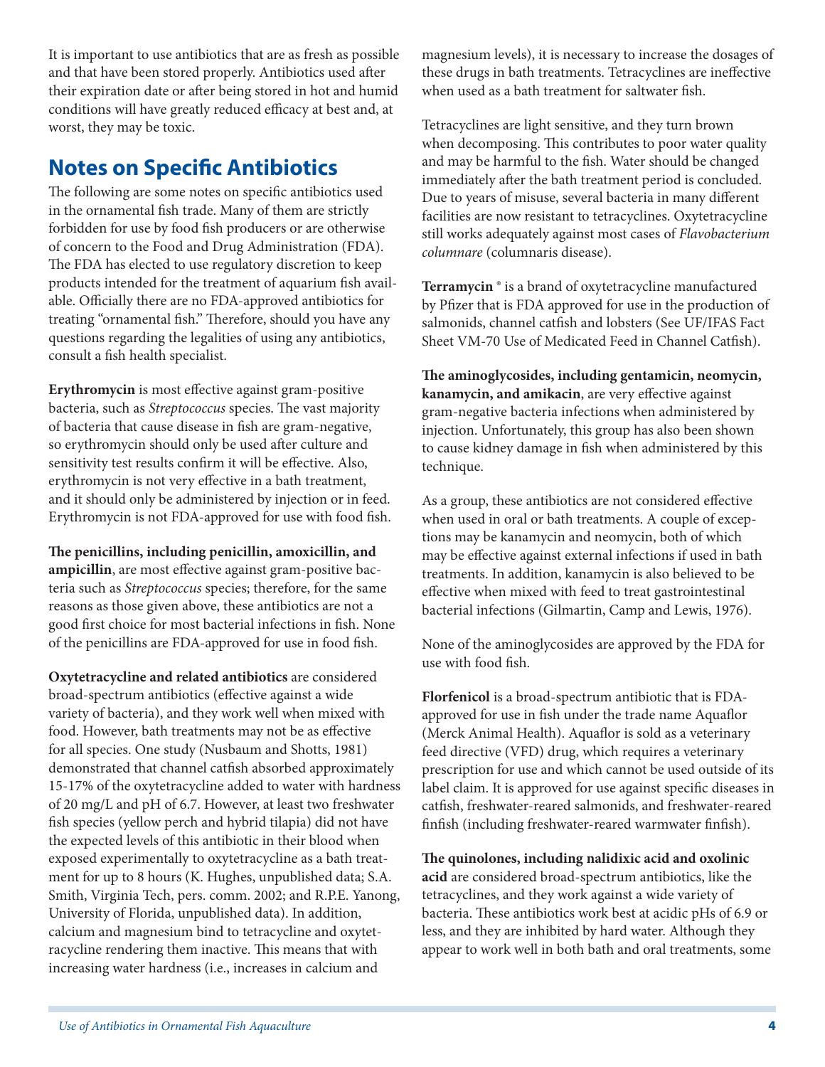It is important to use antibiotics that are as fresh as possible and that have been stored properly. Antibiotics used after their expiration date or after being stored in hot and humid conditions will have greatly reduced efficacy at best and, at worst, they may be toxic.

## Notes on Specific Antibiotics

The following are some notes on specific antibiotics used in the ornamental fish trade. Many of them are strictly forbidden for use by food fish producers or are otherwise of concern to the Food and Drug Administration (FDA). The FDA has elected to use regulatory discretion to keep products intended for the treatment of aquarium fish available. Officially there are no FDA-approved antibiotics for treating "ornamental fish." Therefore, should you have any questions regarding the legalities of using any antibiotics, consult a fish health specialist.

**Erythromycin** is most effective against gram-positive bacteria, such as *Streptococcus* species. The vast majority of bacteria that cause disease in fish are gram-negative, so erythromycin should only be used after culture and sensitivity test results confirm it will be effective. Also, erythromycin is not very effective in a bath treatment, and it should only be administered by injection or in feed. Erythromycin is not FDA-approved for use with food fish.

**The penicillins, including penicillin, amoxicillin, and ampicillin**, are most effective against gram-positive bacteria such as *Streptococcus* species; therefore, for the same reasons as those given above, these antibiotics are not a good first choice for most bacterial infections in fish. None of the penicillins are FDA-approved for use in food fish.

**Oxytetracycline and related antibiotics** are considered broad-spectrum antibiotics (effective against a wide variety of bacteria), and they work well when mixed with food. However, bath treatments may not be as effective for all species. One study (Nusbaum and Shotts, 1981) demonstrated that channel catfish absorbed approximately 15-17% of the oxytetracycline added to water with hardness of 20 mg/L and pH of 6.7. However, at least two freshwater fish species (yellow perch and hybrid tilapia) did not have the expected levels of this antibiotic in their blood when exposed experimentally to oxytetracycline as a bath treatment for up to 8 hours (K. Hughes, unpublished data; S.A. Smith, Virginia Tech, pers. comm. 2002; and R.P.E. Yanong, University of Florida, unpublished data). In addition, calcium and magnesium bind to tetracycline and oxytetracycline rendering them inactive. This means that with increasing water hardness (i.e., increases in calcium and magnesium levels), it is necessary to increase the dosages of these drugs in bath treatments. Tetracyclines are ineffective when used as a bath treatment for saltwater fish.

Tetracyclines are light sensitive, and they turn brown when decomposing. This contributes to poor water quality and may be harmful to the fish. Water should be changed immediately after the bath treatment period is concluded. Due to years of misuse, several bacteria in many different facilities are now resistant to tetracyclines. Oxytetracycline still works adequately against most cases of *Flavobacterium columnare* (columnaris disease).

**Terramycin**® is a brand of oxytetracycline manufactured by Pfizer that is FDA approved for use in the production of salmonids, channel catfish and lobsters (See UF/IFAS Fact Sheet VM-70 Use of Medicated Feed in Channel Catfish).

**The aminoglycosides, including gentamicin, neomycin, kanamycin, and amikacin**, are very effective against gram-negative bacteria infections when administered by injection. Unfortunately, this group has also been shown to cause kidney damage in fish when administered by this technique.

As a group, these antibiotics are not considered effective when used in oral or bath treatments. A couple of exceptions may be kanamycin and neomycin, both of which may be effective against external infections if used in bath treatments. In addition, kanamycin is also believed to be effective when mixed with feed to treat gastrointestinal bacterial infections (Gilmartin, Camp and Lewis, 1976).

None of the aminoglycosides are approved by the FDA for use with food fish.

**Florfenicol** is a broad-spectrum antibiotic that is FDA-approved for use in fish under the trade name Aquaflor (Merck Animal Health). Aquaflor is sold as a veterinary feed directive (VFD) drug, which requires a veterinary prescription for use and which cannot be used outside of its label claim. It is approved for use against specific diseases in catfish, freshwater-reared salmonids, and freshwater-reared finfish (including freshwater-reared warmwater finfish).

**The quinolones, including nalidixic acid and oxolinic acid** are considered broad-spectrum antibiotics, like the tetracyclines, and they work against a wide variety of bacteria. These antibiotics work best at acidic pHs of 6.9 or less, and they are inhibited by hard water. Although they appear to work well in both bath and oral treatments, some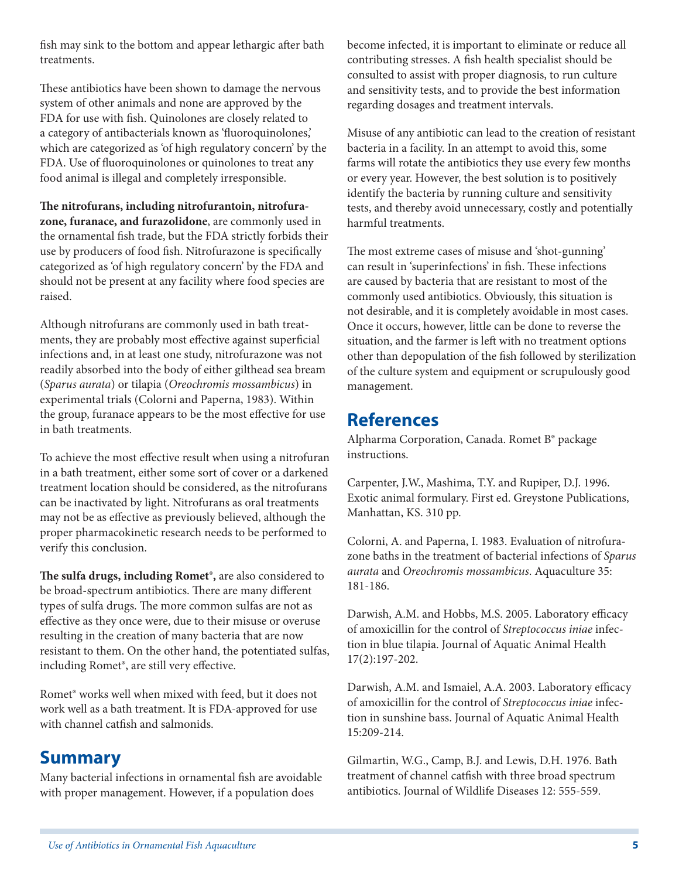fish may sink to the bottom and appear lethargic after bath treatments.

These antibiotics have been shown to damage the nervous system of other animals and none are approved by the FDA for use with fish. Quinolones are closely related to a category of antibacterials known as 'fluoroquinolones,' which are categorized as 'of high regulatory concern' by the FDA. Use of fluoroquinolones or quinolones to treat any food animal is illegal and completely irresponsible.

**The nitrofurans, including nitrofurantoin, nitrofurazone, furanace, and furazolidone**, are commonly used in the ornamental fish trade, but the FDA strictly forbids their use by producers of food fish. Nitrofurazone is specifically categorized as 'of high regulatory concern' by the FDA and should not be present at any facility where food species are raised.

Although nitrofurans are commonly used in bath treatments, they are probably most effective against superficial infections and, in at least one study, nitrofurazone was not readily absorbed into the body of either gilthead sea bream (*Sparus aurata*) or tilapia (*Oreochromis mossambicus*) in experimental trials (Colorni and Paperna, 1983). Within the group, furanace appears to be the most effective for use in bath treatments.

To achieve the most effective result when using a nitrofuran in a bath treatment, either some sort of cover or a darkened treatment location should be considered, as the nitrofurans can be inactivated by light. Nitrofurans as oral treatments may not be as effective as previously believed, although the proper pharmacokinetic research needs to be performed to verify this conclusion.

**The sulfa drugs, including Romet®,** are also considered to be broad-spectrum antibiotics. There are many different types of sulfa drugs. The more common sulfas are not as effective as they once were, due to their misuse or overuse resulting in the creation of many bacteria that are now resistant to them. On the other hand, the potentiated sulfas, including Romet®, are still very effective.

Romet® works well when mixed with feed, but it does not work well as a bath treatment. It is FDA-approved for use with channel catfish and salmonids.

## Summary

Many bacterial infections in ornamental fish are avoidable with proper management. However, if a population does become infected, it is important to eliminate or reduce all contributing stresses. A fish health specialist should be consulted to assist with proper diagnosis, to run culture and sensitivity tests, and to provide the best information regarding dosages and treatment intervals.

Misuse of any antibiotic can lead to the creation of resistant bacteria in a facility. In an attempt to avoid this, some farms will rotate the antibiotics they use every few months or every year. However, the best solution is to positively identify the bacteria by running culture and sensitivity tests, and thereby avoid unnecessary, costly and potentially harmful treatments.

The most extreme cases of misuse and 'shot-gunning' can result in 'superinfections' in fish. These infections are caused by bacteria that are resistant to most of the commonly used antibiotics. Obviously, this situation is not desirable, and it is completely avoidable in most cases. Once it occurs, however, little can be done to reverse the situation, and the farmer is left with no treatment options other than depopulation of the fish followed by sterilization of the culture system and equipment or scrupulously good management.

## References

Alpharma Corporation, Canada. Romet B® package instructions.

Carpenter, J.W., Mashima, T.Y. and Rupiper, D.J. 1996. Exotic animal formulary. First ed. Greystone Publications, Manhattan, KS. 310 pp.

Colorni, A. and Paperna, I. 1983. Evaluation of nitrofurazone baths in the treatment of bacterial infections of *Sparus aurata* and *Oreochromis mossambicus*. Aquaculture 35: 181-186.

Darwish, A.M. and Hobbs, M.S. 2005. Laboratory efficacy of amoxicillin for the control of *Streptococcus iniae* infection in blue tilapia. Journal of Aquatic Animal Health 17(2):197-202.

Darwish, A.M. and Ismaiel, A.A. 2003. Laboratory efficacy of amoxicillin for the control of *Streptococcus iniae* infection in sunshine bass. Journal of Aquatic Animal Health 15:209-214.

Gilmartin, W.G., Camp, B.J. and Lewis, D.H. 1976. Bath treatment of channel catfish with three broad spectrum antibiotics. Journal of Wildlife Diseases 12: 555-559.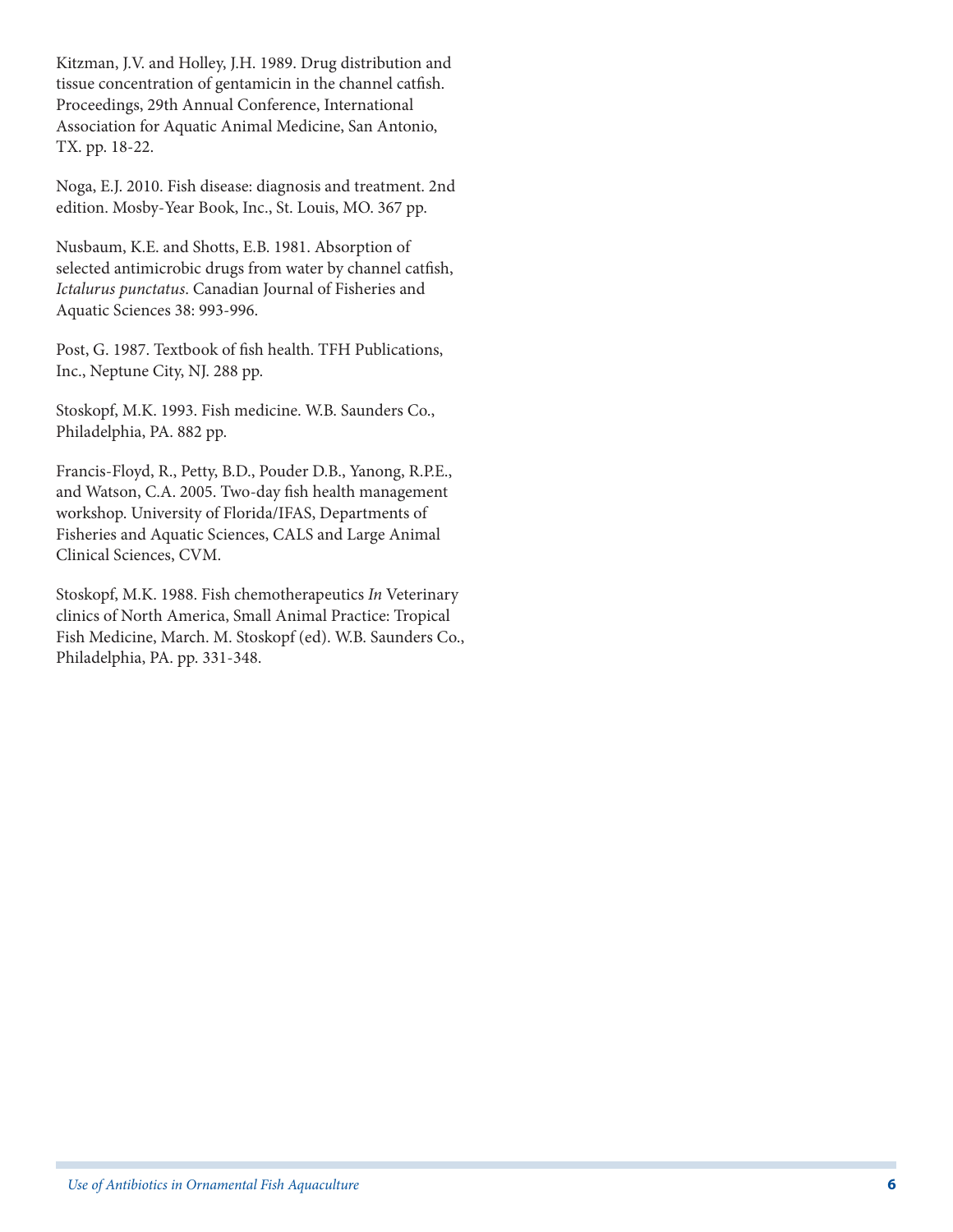Kitzman, J.V. and Holley, J.H. 1989. Drug distribution and tissue concentration of gentamicin in the channel catfish. Proceedings, 29th Annual Conference, International Association for Aquatic Animal Medicine, San Antonio, TX. pp. 18-22.

Noga, E.J. 2010. Fish disease: diagnosis and treatment. 2nd edition. Mosby-Year Book, Inc., St. Louis, MO. 367 pp.

Nusbaum, K.E. and Shotts, E.B. 1981. Absorption of selected antimicrobic drugs from water by channel catfish, *Ictalurus punctatus*. Canadian Journal of Fisheries and Aquatic Sciences 38: 993-996.

Post, G. 1987. Textbook of fish health. TFH Publications, Inc., Neptune City, NJ. 288 pp.

Stoskopf, M.K. 1993. Fish medicine. W.B. Saunders Co., Philadelphia, PA. 882 pp.

Francis-Floyd, R., Petty, B.D., Pouder D.B., Yanong, R.P.E., and Watson, C.A. 2005. Two-day fish health management workshop. University of Florida/IFAS, Departments of Fisheries and Aquatic Sciences, CALS and Large Animal Clinical Sciences, CVM.

Stoskopf, M.K. 1988. Fish chemotherapeutics *In* Veterinary clinics of North America, Small Animal Practice: Tropical Fish Medicine, March. M. Stoskopf (ed). W.B. Saunders Co., Philadelphia, PA. pp. 331-348.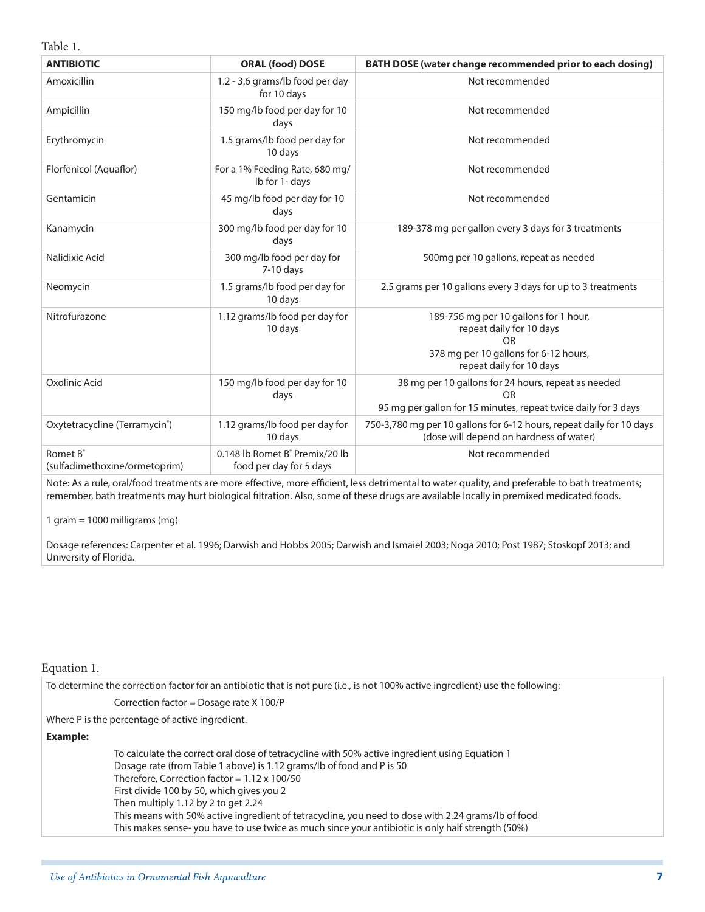Table 1.

| ANTIBIOTIC | ORAL (food) DOSE | BATH DOSE (water change recommended prior to each dosing) |
|---|---|---|
| Amoxicillin | 1.2 - 3.6 grams/lb food per day for 10 days | Not recommended |
| Ampicillin | 150 mg/lb food per day for 10 days | Not recommended |
| Erythromycin | 1.5 grams/lb food per day for 10 days | Not recommended |
| Florfenicol (Aquaflor) | For a 1% Feeding Rate, 680 mg/lb for 1- days | Not recommended |
| Gentamicin | 45 mg/lb food per day for 10 days | Not recommended |
| Kanamycin | 300 mg/lb food per day for 10 days | 189-378 mg per gallon every 3 days for 3 treatments |
| Nalidixic Acid | 300 mg/lb food per day for 7-10 days | 500mg per 10 gallons, repeat as needed |
| Neomycin | 1.5 grams/lb food per day for 10 days | 2.5 grams per 10 gallons every 3 days for up to 3 treatments |
| Nitrofurazone | 1.12 grams/lb food per day for 10 days | 189-756 mg per 10 gallons for 1 hour, repeat daily for 10 days OR 378 mg per 10 gallons for 6-12 hours, repeat daily for 10 days |
| Oxolinic Acid | 150 mg/lb food per day for 10 days | 38 mg per 10 gallons for 24 hours, repeat as needed OR 95 mg per gallon for 15 minutes, repeat twice daily for 3 days |
| Oxytetracycline (Terramycin®) | 1.12 grams/lb food per day for 10 days | 750-3,780 mg per 10 gallons for 6-12 hours, repeat daily for 10 days (dose will depend on hardness of water) |
| Romet B® (sulfadimethoxine/ormetoprim) | 0.148 lb Romet B® Premix/20 lb food per day for 5 days | Not recommended |

Note: As a rule, oral/food treatments are more effective, more efficient, less detrimental to water quality, and preferable to bath treatments; remember, bath treatments may hurt biological filtration. Also, some of these drugs are available locally in premixed medicated foods.

1 gram = 1000 milligrams (mg)

Dosage references: Carpenter et al. 1996; Darwish and Hobbs 2005; Darwish and Ismaiel 2003; Noga 2010; Post 1987; Stoskopf 2013; and University of Florida.

Equation 1.

To determine the correction factor for an antibiotic that is not pure (i.e., is not 100% active ingredient) use the following:

$$\text{Correction factor} = \text{Dosage rate} \times 100/P$$

Where P is the percentage of active ingredient.

**Example:**

To calculate the correct oral dose of tetracycline with 50% active ingredient using Equation 1
Dosage rate (from Table 1 above) is 1.12 grams/lb of food and P is 50
Therefore, Correction factor = 1.12 x 100/50
First divide 100 by 50, which gives you 2
Then multiply 1.12 by 2 to get 2.24
This means with 50% active ingredient of tetracycline, you need to dose with 2.24 grams/lb of food
This makes sense- you have to use twice as much since your antibiotic is only half strength (50%)